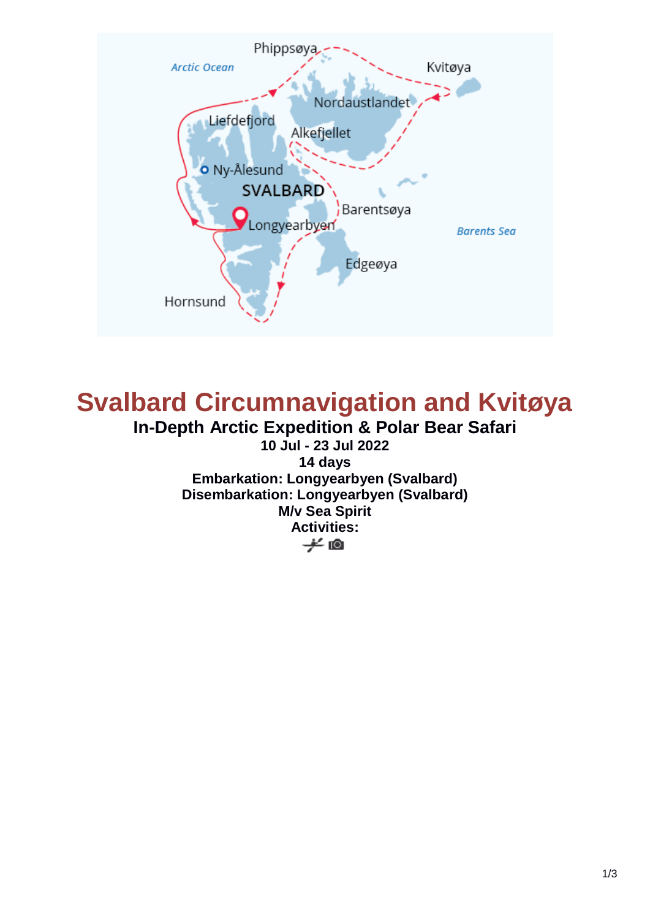Phippsøya
Arctic Ocean
Kvitøya
Nordaustlandet
Liefdefjord
Alkefjellet
Ny-Ålesund
SVALBARD
Barentsøya
Longyearbyen
Barents Sea
Edgeøya
Hornsund

# Svalbard Circumnavigation and Kvitøya

## In-Depth Arctic Expedition & Polar Bear Safari

**10 Jul - 23 Jul 2022**
**14 days**
**Embarkation: Longyearbyen (Svalbard)**
**Disembarkation: Longyearbyen (Svalbard)**
**M/v Sea Spirit**
**Activities:**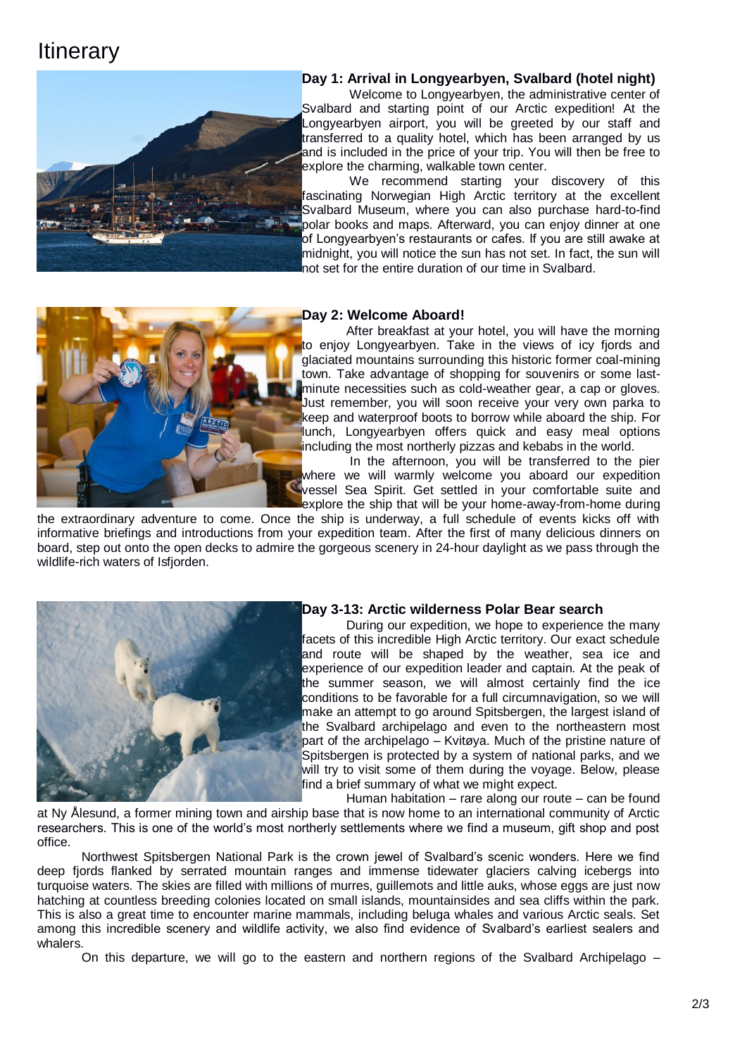# Itinerary

### Day 1: Arrival in Longyearbyen, Svalbard (hotel night)

Welcome to Longyearbyen, the administrative center of Svalbard and starting point of our Arctic expedition! At the Longyearbyen airport, you will be greeted by our staff and transferred to a quality hotel, which has been arranged by us and is included in the price of your trip. You will then be free to explore the charming, walkable town center.

We recommend starting your discovery of this fascinating Norwegian High Arctic territory at the excellent Svalbard Museum, where you can also purchase hard-to-find polar books and maps. Afterward, you can enjoy dinner at one of Longyearbyen's restaurants or cafes. If you are still awake at midnight, you will notice the sun has not set. In fact, the sun will not set for the entire duration of our time in Svalbard.

### Day 2: Welcome Aboard!

After breakfast at your hotel, you will have the morning to enjoy Longyearbyen. Take in the views of icy fjords and glaciated mountains surrounding this historic former coal-mining town. Take advantage of shopping for souvenirs or some last-minute necessities such as cold-weather gear, a cap or gloves. Just remember, you will soon receive your very own parka to keep and waterproof boots to borrow while aboard the ship. For lunch, Longyearbyen offers quick and easy meal options including the most northerly pizzas and kebabs in the world.

In the afternoon, you will be transferred to the pier where we will warmly welcome you aboard our expedition vessel Sea Spirit. Get settled in your comfortable suite and explore the ship that will be your home-away-from-home during the extraordinary adventure to come. Once the ship is underway, a full schedule of events kicks off with informative briefings and introductions from your expedition team. After the first of many delicious dinners on board, step out onto the open decks to admire the gorgeous scenery in 24-hour daylight as we pass through the wildlife-rich waters of Isfjorden.

### Day 3-13: Arctic wilderness Polar Bear search

During our expedition, we hope to experience the many facets of this incredible High Arctic territory. Our exact schedule and route will be shaped by the weather, sea ice and experience of our expedition leader and captain. At the peak of the summer season, we will almost certainly find the ice conditions to be favorable for a full circumnavigation, so we will make an attempt to go around Spitsbergen, the largest island of the Svalbard archipelago and even to the northeastern most part of the archipelago – Kvitøya. Much of the pristine nature of Spitsbergen is protected by a system of national parks, and we will try to visit some of them during the voyage. Below, please find a brief summary of what we might expect.

Human habitation – rare along our route – can be found at Ny Ålesund, a former mining town and airship base that is now home to an international community of Arctic researchers. This is one of the world's most northerly settlements where we find a museum, gift shop and post office.

Northwest Spitsbergen National Park is the crown jewel of Svalbard's scenic wonders. Here we find deep fjords flanked by serrated mountain ranges and immense tidewater glaciers calving icebergs into turquoise waters. The skies are filled with millions of murres, guillemots and little auks, whose eggs are just now hatching at countless breeding colonies located on small islands, mountainsides and sea cliffs within the park. This is also a great time to encounter marine mammals, including beluga whales and various Arctic seals. Set among this incredible scenery and wildlife activity, we also find evidence of Svalbard's earliest sealers and whalers.

On this departure, we will go to the eastern and northern regions of the Svalbard Archipelago –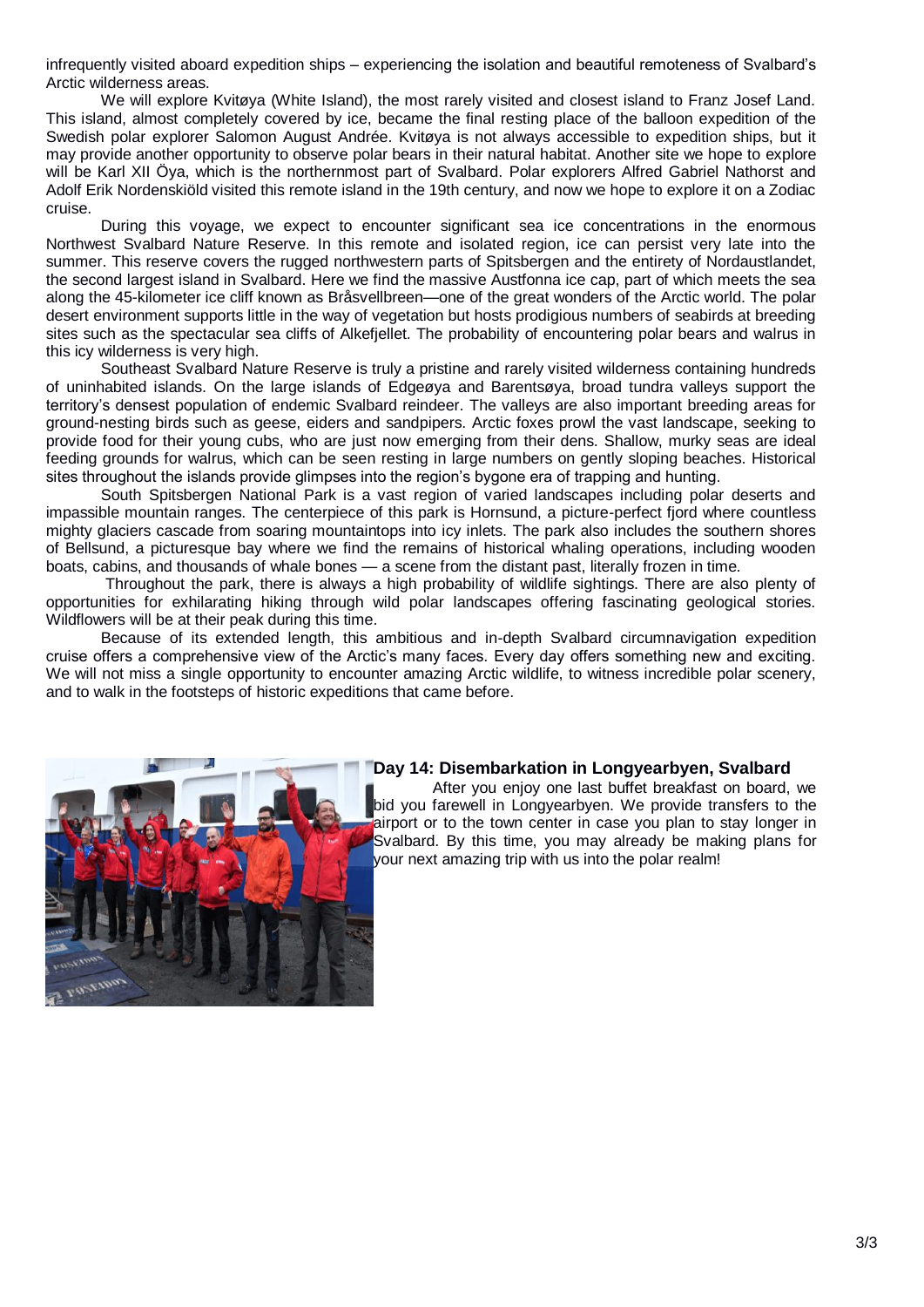infrequently visited aboard expedition ships – experiencing the isolation and beautiful remoteness of Svalbard's Arctic wilderness areas.

We will explore Kvitøya (White Island), the most rarely visited and closest island to Franz Josef Land. This island, almost completely covered by ice, became the final resting place of the balloon expedition of the Swedish polar explorer Salomon August Andrée. Kvitøya is not always accessible to expedition ships, but it may provide another opportunity to observe polar bears in their natural habitat. Another site we hope to explore will be Karl XII Öya, which is the northernmost part of Svalbard. Polar explorers Alfred Gabriel Nathorst and Adolf Erik Nordenskiöld visited this remote island in the 19th century, and now we hope to explore it on a Zodiac cruise.

During this voyage, we expect to encounter significant sea ice concentrations in the enormous Northwest Svalbard Nature Reserve. In this remote and isolated region, ice can persist very late into the summer. This reserve covers the rugged northwestern parts of Spitsbergen and the entirety of Nordaustlandet, the second largest island in Svalbard. Here we find the massive Austfonna ice cap, part of which meets the sea along the 45-kilometer ice cliff known as Bråsvellbreen—one of the great wonders of the Arctic world. The polar desert environment supports little in the way of vegetation but hosts prodigious numbers of seabirds at breeding sites such as the spectacular sea cliffs of Alkefjellet. The probability of encountering polar bears and walrus in this icy wilderness is very high.

Southeast Svalbard Nature Reserve is truly a pristine and rarely visited wilderness containing hundreds of uninhabited islands. On the large islands of Edgeøya and Barentsøya, broad tundra valleys support the territory's densest population of endemic Svalbard reindeer. The valleys are also important breeding areas for ground-nesting birds such as geese, eiders and sandpipers. Arctic foxes prowl the vast landscape, seeking to provide food for their young cubs, who are just now emerging from their dens. Shallow, murky seas are ideal feeding grounds for walrus, which can be seen resting in large numbers on gently sloping beaches. Historical sites throughout the islands provide glimpses into the region's bygone era of trapping and hunting.

South Spitsbergen National Park is a vast region of varied landscapes including polar deserts and impassible mountain ranges. The centerpiece of this park is Hornsund, a picture-perfect fjord where countless mighty glaciers cascade from soaring mountaintops into icy inlets. The park also includes the southern shores of Bellsund, a picturesque bay where we find the remains of historical whaling operations, including wooden boats, cabins, and thousands of whale bones — a scene from the distant past, literally frozen in time.

Throughout the park, there is always a high probability of wildlife sightings. There are also plenty of opportunities for exhilarating hiking through wild polar landscapes offering fascinating geological stories. Wildflowers will be at their peak during this time.

Because of its extended length, this ambitious and in-depth Svalbard circumnavigation expedition cruise offers a comprehensive view of the Arctic's many faces. Every day offers something new and exciting. We will not miss a single opportunity to encounter amazing Arctic wildlife, to witness incredible polar scenery, and to walk in the footsteps of historic expeditions that came before.

**Day 14: Disembarkation in Longyearbyen, Svalbard**

After you enjoy one last buffet breakfast on board, we bid you farewell in Longyearbyen. We provide transfers to the airport or to the town center in case you plan to stay longer in Svalbard. By this time, you may already be making plans for your next amazing trip with us into the polar realm!